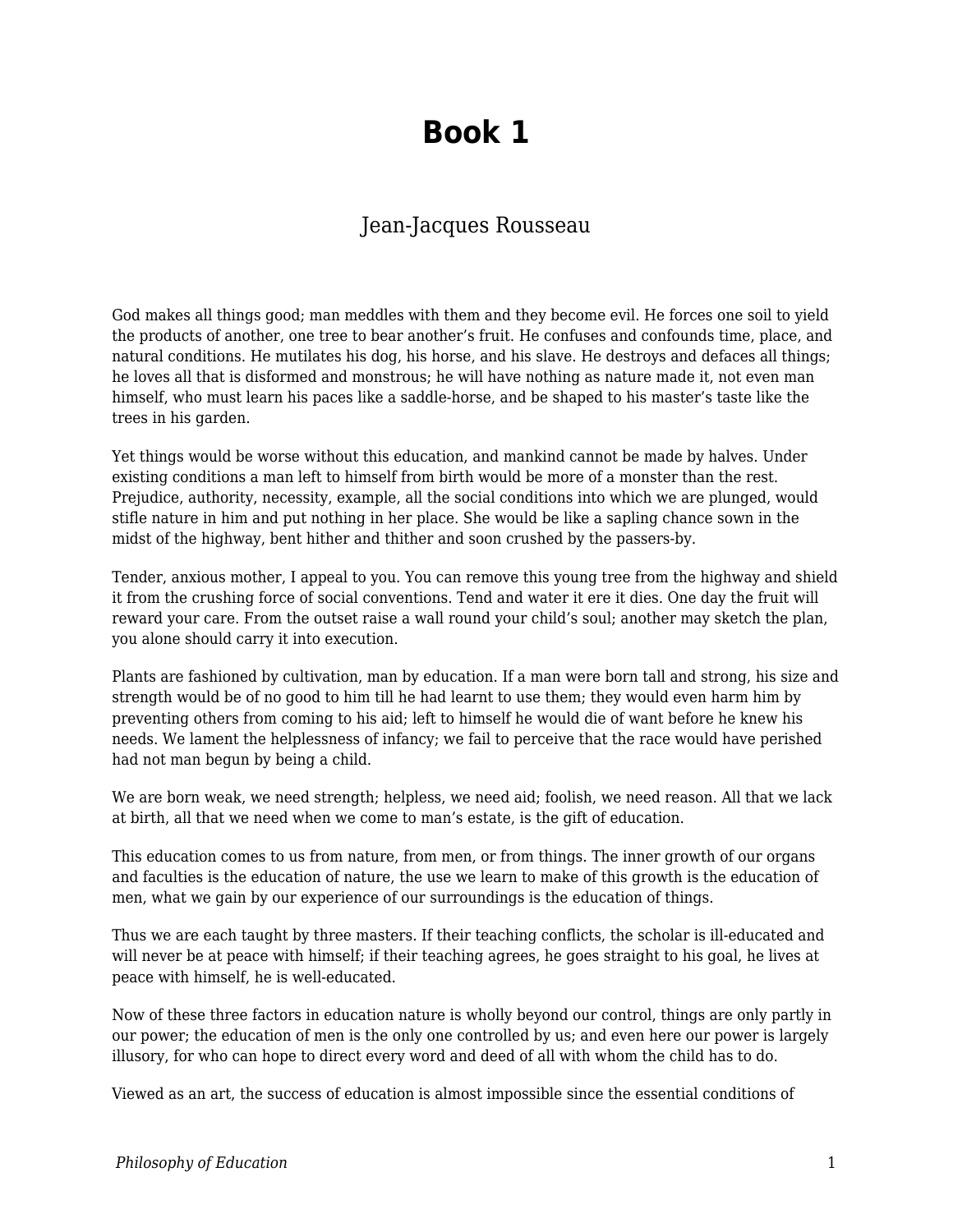# Book 1

Jean-Jacques Rousseau

God makes all things good; man meddles with them and they become evil. He forces one soil to yield the products of another, one tree to bear another's fruit. He confuses and confounds time, place, and natural conditions. He mutilates his dog, his horse, and his slave. He destroys and defaces all things; he loves all that is disformed and monstrous; he will have nothing as nature made it, not even man himself, who must learn his paces like a saddle-horse, and be shaped to his master's taste like the trees in his garden.

Yet things would be worse without this education, and mankind cannot be made by halves. Under existing conditions a man left to himself from birth would be more of a monster than the rest. Prejudice, authority, necessity, example, all the social conditions into which we are plunged, would stifle nature in him and put nothing in her place. She would be like a sapling chance sown in the midst of the highway, bent hither and thither and soon crushed by the passers-by.

Tender, anxious mother, I appeal to you. You can remove this young tree from the highway and shield it from the crushing force of social conventions. Tend and water it ere it dies. One day the fruit will reward your care. From the outset raise a wall round your child's soul; another may sketch the plan, you alone should carry it into execution.

Plants are fashioned by cultivation, man by education. If a man were born tall and strong, his size and strength would be of no good to him till he had learnt to use them; they would even harm him by preventing others from coming to his aid; left to himself he would die of want before he knew his needs. We lament the helplessness of infancy; we fail to perceive that the race would have perished had not man begun by being a child.

We are born weak, we need strength; helpless, we need aid; foolish, we need reason. All that we lack at birth, all that we need when we come to man's estate, is the gift of education.

This education comes to us from nature, from men, or from things. The inner growth of our organs and faculties is the education of nature, the use we learn to make of this growth is the education of men, what we gain by our experience of our surroundings is the education of things.

Thus we are each taught by three masters. If their teaching conflicts, the scholar is ill-educated and will never be at peace with himself; if their teaching agrees, he goes straight to his goal, he lives at peace with himself, he is well-educated.

Now of these three factors in education nature is wholly beyond our control, things are only partly in our power; the education of men is the only one controlled by us; and even here our power is largely illusory, for who can hope to direct every word and deed of all with whom the child has to do.

Viewed as an art, the success of education is almost impossible since the essential conditions of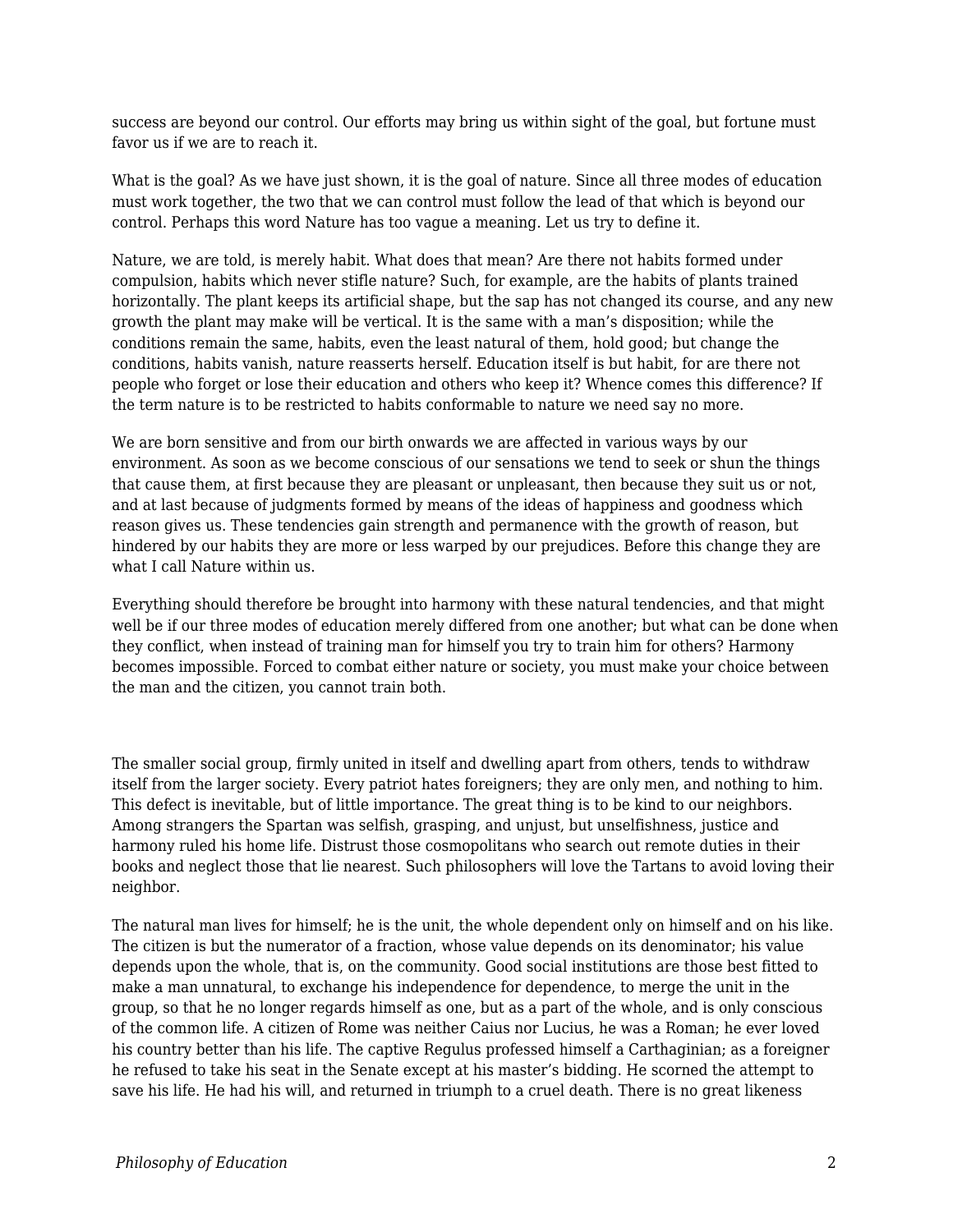success are beyond our control. Our efforts may bring us within sight of the goal, but fortune must favor us if we are to reach it.

What is the goal? As we have just shown, it is the goal of nature. Since all three modes of education must work together, the two that we can control must follow the lead of that which is beyond our control. Perhaps this word Nature has too vague a meaning. Let us try to define it.

Nature, we are told, is merely habit. What does that mean? Are there not habits formed under compulsion, habits which never stifle nature? Such, for example, are the habits of plants trained horizontally. The plant keeps its artificial shape, but the sap has not changed its course, and any new growth the plant may make will be vertical. It is the same with a man's disposition; while the conditions remain the same, habits, even the least natural of them, hold good; but change the conditions, habits vanish, nature reasserts herself. Education itself is but habit, for are there not people who forget or lose their education and others who keep it? Whence comes this difference? If the term nature is to be restricted to habits conformable to nature we need say no more.

We are born sensitive and from our birth onwards we are affected in various ways by our environment. As soon as we become conscious of our sensations we tend to seek or shun the things that cause them, at first because they are pleasant or unpleasant, then because they suit us or not, and at last because of judgments formed by means of the ideas of happiness and goodness which reason gives us. These tendencies gain strength and permanence with the growth of reason, but hindered by our habits they are more or less warped by our prejudices. Before this change they are what I call Nature within us.

Everything should therefore be brought into harmony with these natural tendencies, and that might well be if our three modes of education merely differed from one another; but what can be done when they conflict, when instead of training man for himself you try to train him for others? Harmony becomes impossible. Forced to combat either nature or society, you must make your choice between the man and the citizen, you cannot train both.

The smaller social group, firmly united in itself and dwelling apart from others, tends to withdraw itself from the larger society. Every patriot hates foreigners; they are only men, and nothing to him. This defect is inevitable, but of little importance. The great thing is to be kind to our neighbors. Among strangers the Spartan was selfish, grasping, and unjust, but unselfishness, justice and harmony ruled his home life. Distrust those cosmopolitans who search out remote duties in their books and neglect those that lie nearest. Such philosophers will love the Tartans to avoid loving their neighbor.

The natural man lives for himself; he is the unit, the whole dependent only on himself and on his like. The citizen is but the numerator of a fraction, whose value depends on its denominator; his value depends upon the whole, that is, on the community. Good social institutions are those best fitted to make a man unnatural, to exchange his independence for dependence, to merge the unit in the group, so that he no longer regards himself as one, but as a part of the whole, and is only conscious of the common life. A citizen of Rome was neither Caius nor Lucius, he was a Roman; he ever loved his country better than his life. The captive Regulus professed himself a Carthaginian; as a foreigner he refused to take his seat in the Senate except at his master's bidding. He scorned the attempt to save his life. He had his will, and returned in triumph to a cruel death. There is no great likeness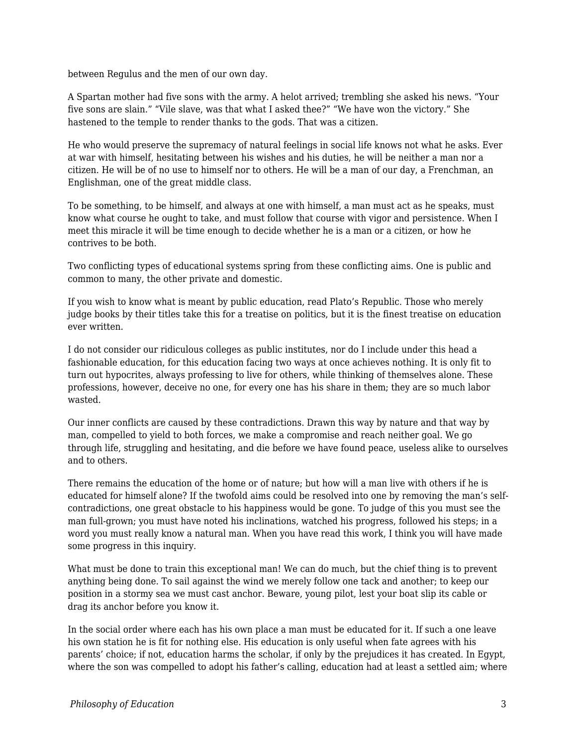between Regulus and the men of our own day.

A Spartan mother had five sons with the army. A helot arrived; trembling she asked his news. “Your five sons are slain.” “Vile slave, was that what I asked thee?” “We have won the victory.” She hastened to the temple to render thanks to the gods. That was a citizen.

He who would preserve the supremacy of natural feelings in social life knows not what he asks. Ever at war with himself, hesitating between his wishes and his duties, he will be neither a man nor a citizen. He will be of no use to himself nor to others. He will be a man of our day, a Frenchman, an Englishman, one of the great middle class.

To be something, to be himself, and always at one with himself, a man must act as he speaks, must know what course he ought to take, and must follow that course with vigor and persistence. When I meet this miracle it will be time enough to decide whether he is a man or a citizen, or how he contrives to be both.

Two conflicting types of educational systems spring from these conflicting aims. One is public and common to many, the other private and domestic.

If you wish to know what is meant by public education, read Plato’s Republic. Those who merely judge books by their titles take this for a treatise on politics, but it is the finest treatise on education ever written.

I do not consider our ridiculous colleges as public institutes, nor do I include under this head a fashionable education, for this education facing two ways at once achieves nothing. It is only fit to turn out hypocrites, always professing to live for others, while thinking of themselves alone. These professions, however, deceive no one, for every one has his share in them; they are so much labor wasted.

Our inner conflicts are caused by these contradictions. Drawn this way by nature and that way by man, compelled to yield to both forces, we make a compromise and reach neither goal. We go through life, struggling and hesitating, and die before we have found peace, useless alike to ourselves and to others.

There remains the education of the home or of nature; but how will a man live with others if he is educated for himself alone? If the twofold aims could be resolved into one by removing the man’s self-contradictions, one great obstacle to his happiness would be gone. To judge of this you must see the man full-grown; you must have noted his inclinations, watched his progress, followed his steps; in a word you must really know a natural man. When you have read this work, I think you will have made some progress in this inquiry.

What must be done to train this exceptional man! We can do much, but the chief thing is to prevent anything being done. To sail against the wind we merely follow one tack and another; to keep our position in a stormy sea we must cast anchor. Beware, young pilot, lest your boat slip its cable or drag its anchor before you know it.

In the social order where each has his own place a man must be educated for it. If such a one leave his own station he is fit for nothing else. His education is only useful when fate agrees with his parents’ choice; if not, education harms the scholar, if only by the prejudices it has created. In Egypt, where the son was compelled to adopt his father’s calling, education had at least a settled aim; where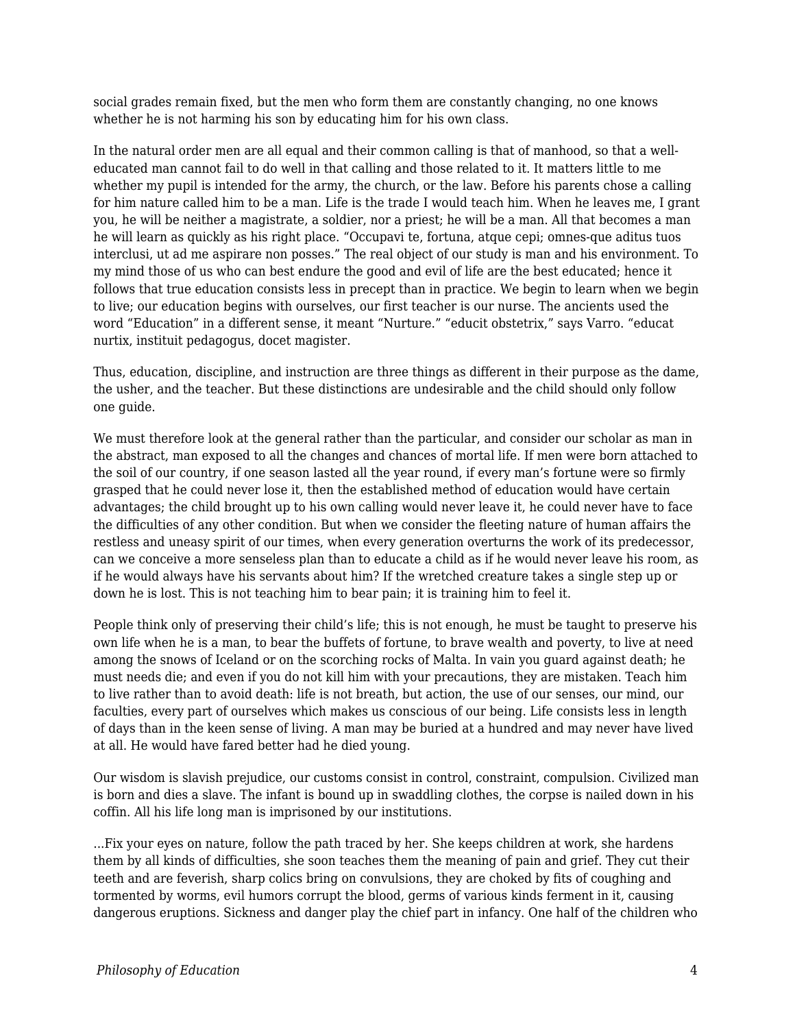social grades remain fixed, but the men who form them are constantly changing, no one knows whether he is not harming his son by educating him for his own class.

In the natural order men are all equal and their common calling is that of manhood, so that a well-educated man cannot fail to do well in that calling and those related to it. It matters little to me whether my pupil is intended for the army, the church, or the law. Before his parents chose a calling for him nature called him to be a man. Life is the trade I would teach him. When he leaves me, I grant you, he will be neither a magistrate, a soldier, nor a priest; he will be a man. All that becomes a man he will learn as quickly as his right place. "Occupavi te, fortuna, atque cepi; omnes-que aditus tuos interclusi, ut ad me aspirare non posses." The real object of our study is man and his environment. To my mind those of us who can best endure the good and evil of life are the best educated; hence it follows that true education consists less in precept than in practice. We begin to learn when we begin to live; our education begins with ourselves, our first teacher is our nurse. The ancients used the word "Education" in a different sense, it meant "Nurture." "educit obstetrix," says Varro. "educat nurtix, instituit pedagogus, docet magister.

Thus, education, discipline, and instruction are three things as different in their purpose as the dame, the usher, and the teacher. But these distinctions are undesirable and the child should only follow one guide.

We must therefore look at the general rather than the particular, and consider our scholar as man in the abstract, man exposed to all the changes and chances of mortal life. If men were born attached to the soil of our country, if one season lasted all the year round, if every man's fortune were so firmly grasped that he could never lose it, then the established method of education would have certain advantages; the child brought up to his own calling would never leave it, he could never have to face the difficulties of any other condition. But when we consider the fleeting nature of human affairs the restless and uneasy spirit of our times, when every generation overturns the work of its predecessor, can we conceive a more senseless plan than to educate a child as if he would never leave his room, as if he would always have his servants about him? If the wretched creature takes a single step up or down he is lost. This is not teaching him to bear pain; it is training him to feel it.

People think only of preserving their child's life; this is not enough, he must be taught to preserve his own life when he is a man, to bear the buffets of fortune, to brave wealth and poverty, to live at need among the snows of Iceland or on the scorching rocks of Malta. In vain you guard against death; he must needs die; and even if you do not kill him with your precautions, they are mistaken. Teach him to live rather than to avoid death: life is not breath, but action, the use of our senses, our mind, our faculties, every part of ourselves which makes us conscious of our being. Life consists less in length of days than in the keen sense of living. A man may be buried at a hundred and may never have lived at all. He would have fared better had he died young.

Our wisdom is slavish prejudice, our customs consist in control, constraint, compulsion. Civilized man is born and dies a slave. The infant is bound up in swaddling clothes, the corpse is nailed down in his coffin. All his life long man is imprisoned by our institutions.

...Fix your eyes on nature, follow the path traced by her. She keeps children at work, she hardens them by all kinds of difficulties, she soon teaches them the meaning of pain and grief. They cut their teeth and are feverish, sharp colics bring on convulsions, they are choked by fits of coughing and tormented by worms, evil humors corrupt the blood, germs of various kinds ferment in it, causing dangerous eruptions. Sickness and danger play the chief part in infancy. One half of the children who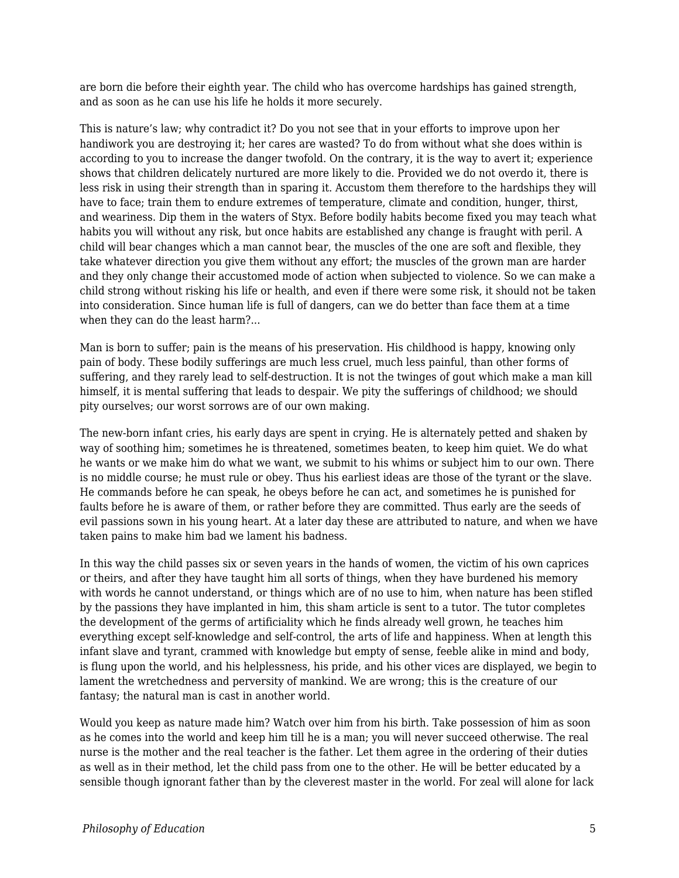are born die before their eighth year. The child who has overcome hardships has gained strength, and as soon as he can use his life he holds it more securely.

This is nature's law; why contradict it? Do you not see that in your efforts to improve upon her handiwork you are destroying it; her cares are wasted? To do from without what she does within is according to you to increase the danger twofold. On the contrary, it is the way to avert it; experience shows that children delicately nurtured are more likely to die. Provided we do not overdo it, there is less risk in using their strength than in sparing it. Accustom them therefore to the hardships they will have to face; train them to endure extremes of temperature, climate and condition, hunger, thirst, and weariness. Dip them in the waters of Styx. Before bodily habits become fixed you may teach what habits you will without any risk, but once habits are established any change is fraught with peril. A child will bear changes which a man cannot bear, the muscles of the one are soft and flexible, they take whatever direction you give them without any effort; the muscles of the grown man are harder and they only change their accustomed mode of action when subjected to violence. So we can make a child strong without risking his life or health, and even if there were some risk, it should not be taken into consideration. Since human life is full of dangers, can we do better than face them at a time when they can do the least harm?...

Man is born to suffer; pain is the means of his preservation. His childhood is happy, knowing only pain of body. These bodily sufferings are much less cruel, much less painful, than other forms of suffering, and they rarely lead to self-destruction. It is not the twinges of gout which make a man kill himself, it is mental suffering that leads to despair. We pity the sufferings of childhood; we should pity ourselves; our worst sorrows are of our own making.

The new-born infant cries, his early days are spent in crying. He is alternately petted and shaken by way of soothing him; sometimes he is threatened, sometimes beaten, to keep him quiet. We do what he wants or we make him do what we want, we submit to his whims or subject him to our own. There is no middle course; he must rule or obey. Thus his earliest ideas are those of the tyrant or the slave. He commands before he can speak, he obeys before he can act, and sometimes he is punished for faults before he is aware of them, or rather before they are committed. Thus early are the seeds of evil passions sown in his young heart. At a later day these are attributed to nature, and when we have taken pains to make him bad we lament his badness.

In this way the child passes six or seven years in the hands of women, the victim of his own caprices or theirs, and after they have taught him all sorts of things, when they have burdened his memory with words he cannot understand, or things which are of no use to him, when nature has been stifled by the passions they have implanted in him, this sham article is sent to a tutor. The tutor completes the development of the germs of artificiality which he finds already well grown, he teaches him everything except self-knowledge and self-control, the arts of life and happiness. When at length this infant slave and tyrant, crammed with knowledge but empty of sense, feeble alike in mind and body, is flung upon the world, and his helplessness, his pride, and his other vices are displayed, we begin to lament the wretchedness and perversity of mankind. We are wrong; this is the creature of our fantasy; the natural man is cast in another world.

Would you keep as nature made him? Watch over him from his birth. Take possession of him as soon as he comes into the world and keep him till he is a man; you will never succeed otherwise. The real nurse is the mother and the real teacher is the father. Let them agree in the ordering of their duties as well as in their method, let the child pass from one to the other. He will be better educated by a sensible though ignorant father than by the cleverest master in the world. For zeal will alone for lack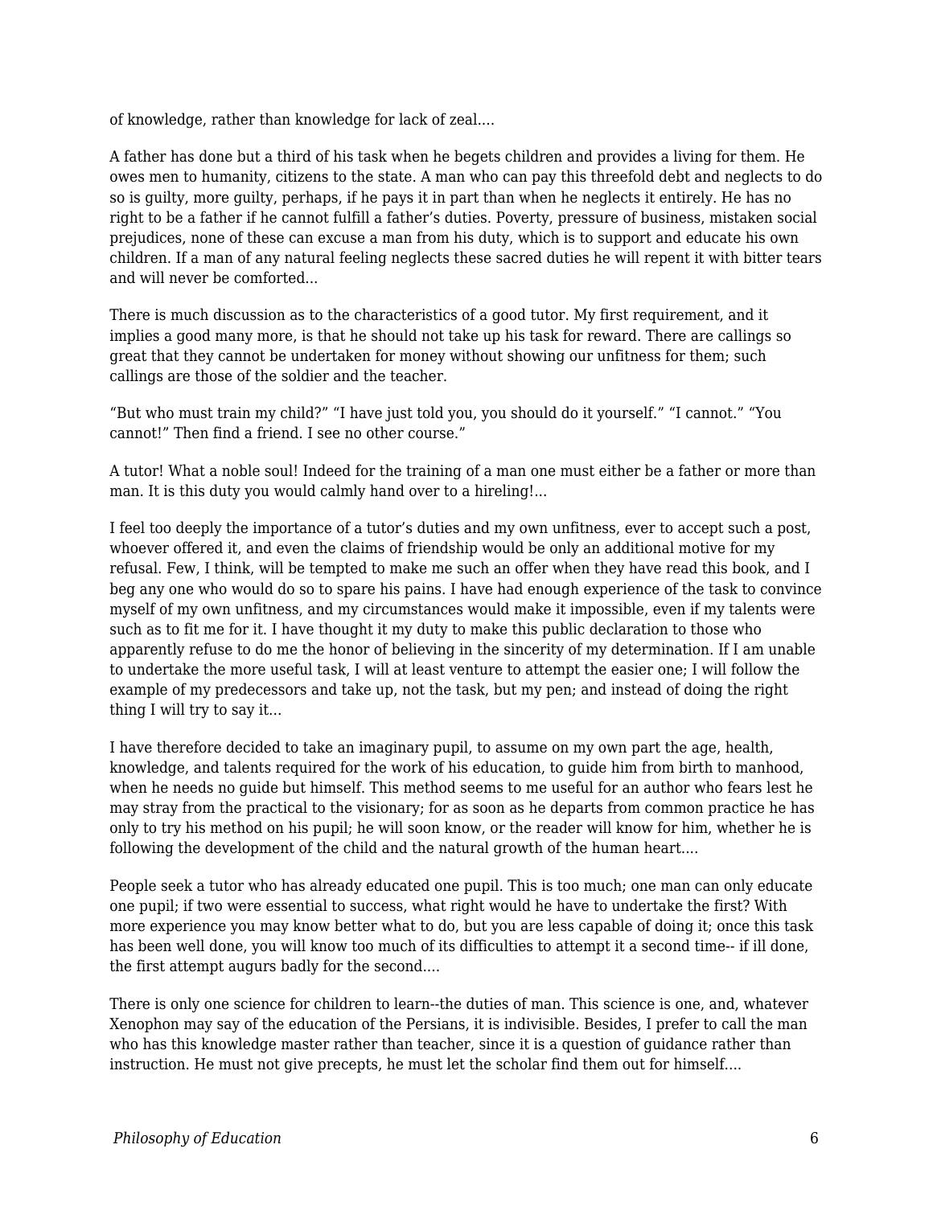of knowledge, rather than knowledge for lack of zeal....

A father has done but a third of his task when he begets children and provides a living for them. He owes men to humanity, citizens to the state. A man who can pay this threefold debt and neglects to do so is guilty, more guilty, perhaps, if he pays it in part than when he neglects it entirely. He has no right to be a father if he cannot fulfill a father's duties. Poverty, pressure of business, mistaken social prejudices, none of these can excuse a man from his duty, which is to support and educate his own children. If a man of any natural feeling neglects these sacred duties he will repent it with bitter tears and will never be comforted...

There is much discussion as to the characteristics of a good tutor. My first requirement, and it implies a good many more, is that he should not take up his task for reward. There are callings so great that they cannot be undertaken for money without showing our unfitness for them; such callings are those of the soldier and the teacher.

"But who must train my child?" "I have just told you, you should do it yourself." "I cannot." "You cannot!" Then find a friend. I see no other course."

A tutor! What a noble soul! Indeed for the training of a man one must either be a father or more than man. It is this duty you would calmly hand over to a hireling!...

I feel too deeply the importance of a tutor's duties and my own unfitness, ever to accept such a post, whoever offered it, and even the claims of friendship would be only an additional motive for my refusal. Few, I think, will be tempted to make me such an offer when they have read this book, and I beg any one who would do so to spare his pains. I have had enough experience of the task to convince myself of my own unfitness, and my circumstances would make it impossible, even if my talents were such as to fit me for it. I have thought it my duty to make this public declaration to those who apparently refuse to do me the honor of believing in the sincerity of my determination. If I am unable to undertake the more useful task, I will at least venture to attempt the easier one; I will follow the example of my predecessors and take up, not the task, but my pen; and instead of doing the right thing I will try to say it...

I have therefore decided to take an imaginary pupil, to assume on my own part the age, health, knowledge, and talents required for the work of his education, to guide him from birth to manhood, when he needs no guide but himself. This method seems to me useful for an author who fears lest he may stray from the practical to the visionary; for as soon as he departs from common practice he has only to try his method on his pupil; he will soon know, or the reader will know for him, whether he is following the development of the child and the natural growth of the human heart....

People seek a tutor who has already educated one pupil. This is too much; one man can only educate one pupil; if two were essential to success, what right would he have to undertake the first? With more experience you may know better what to do, but you are less capable of doing it; once this task has been well done, you will know too much of its difficulties to attempt it a second time-- if ill done, the first attempt augurs badly for the second....

There is only one science for children to learn--the duties of man. This science is one, and, whatever Xenophon may say of the education of the Persians, it is indivisible. Besides, I prefer to call the man who has this knowledge master rather than teacher, since it is a question of guidance rather than instruction. He must not give precepts, he must let the scholar find them out for himself....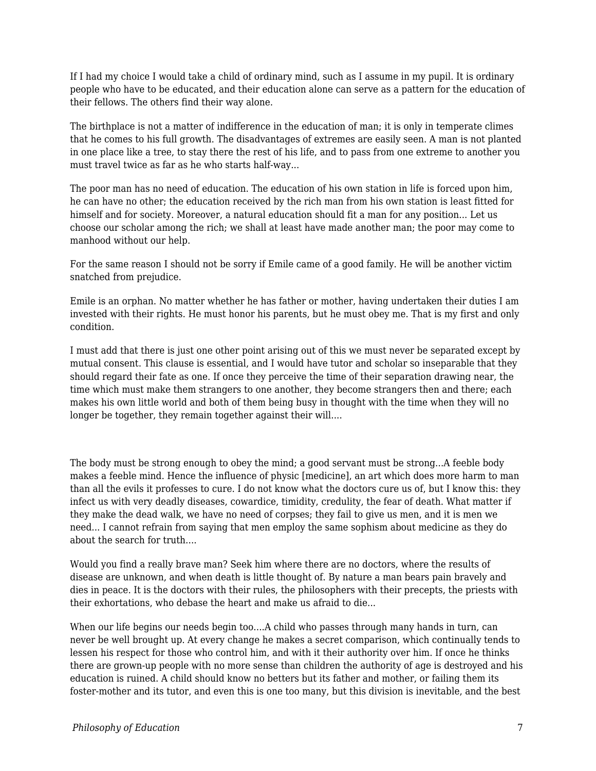If I had my choice I would take a child of ordinary mind, such as I assume in my pupil. It is ordinary people who have to be educated, and their education alone can serve as a pattern for the education of their fellows. The others find their way alone.

The birthplace is not a matter of indifference in the education of man; it is only in temperate climes that he comes to his full growth. The disadvantages of extremes are easily seen. A man is not planted in one place like a tree, to stay there the rest of his life, and to pass from one extreme to another you must travel twice as far as he who starts half-way...

The poor man has no need of education. The education of his own station in life is forced upon him, he can have no other; the education received by the rich man from his own station is least fitted for himself and for society. Moreover, a natural education should fit a man for any position... Let us choose our scholar among the rich; we shall at least have made another man; the poor may come to manhood without our help.

For the same reason I should not be sorry if Emile came of a good family. He will be another victim snatched from prejudice.

Emile is an orphan. No matter whether he has father or mother, having undertaken their duties I am invested with their rights. He must honor his parents, but he must obey me. That is my first and only condition.

I must add that there is just one other point arising out of this we must never be separated except by mutual consent. This clause is essential, and I would have tutor and scholar so inseparable that they should regard their fate as one. If once they perceive the time of their separation drawing near, the time which must make them strangers to one another, they become strangers then and there; each makes his own little world and both of them being busy in thought with the time when they will no longer be together, they remain together against their will....

The body must be strong enough to obey the mind; a good servant must be strong...A feeble body makes a feeble mind. Hence the influence of physic [medicine], an art which does more harm to man than all the evils it professes to cure. I do not know what the doctors cure us of, but I know this: they infect us with very deadly diseases, cowardice, timidity, credulity, the fear of death. What matter if they make the dead walk, we have no need of corpses; they fail to give us men, and it is men we need... I cannot refrain from saying that men employ the same sophism about medicine as they do about the search for truth....

Would you find a really brave man? Seek him where there are no doctors, where the results of disease are unknown, and when death is little thought of. By nature a man bears pain bravely and dies in peace. It is the doctors with their rules, the philosophers with their precepts, the priests with their exhortations, who debase the heart and make us afraid to die...

When our life begins our needs begin too....A child who passes through many hands in turn, can never be well brought up. At every change he makes a secret comparison, which continually tends to lessen his respect for those who control him, and with it their authority over him. If once he thinks there are grown-up people with no more sense than children the authority of age is destroyed and his education is ruined. A child should know no betters but its father and mother, or failing them its foster-mother and its tutor, and even this is one too many, but this division is inevitable, and the best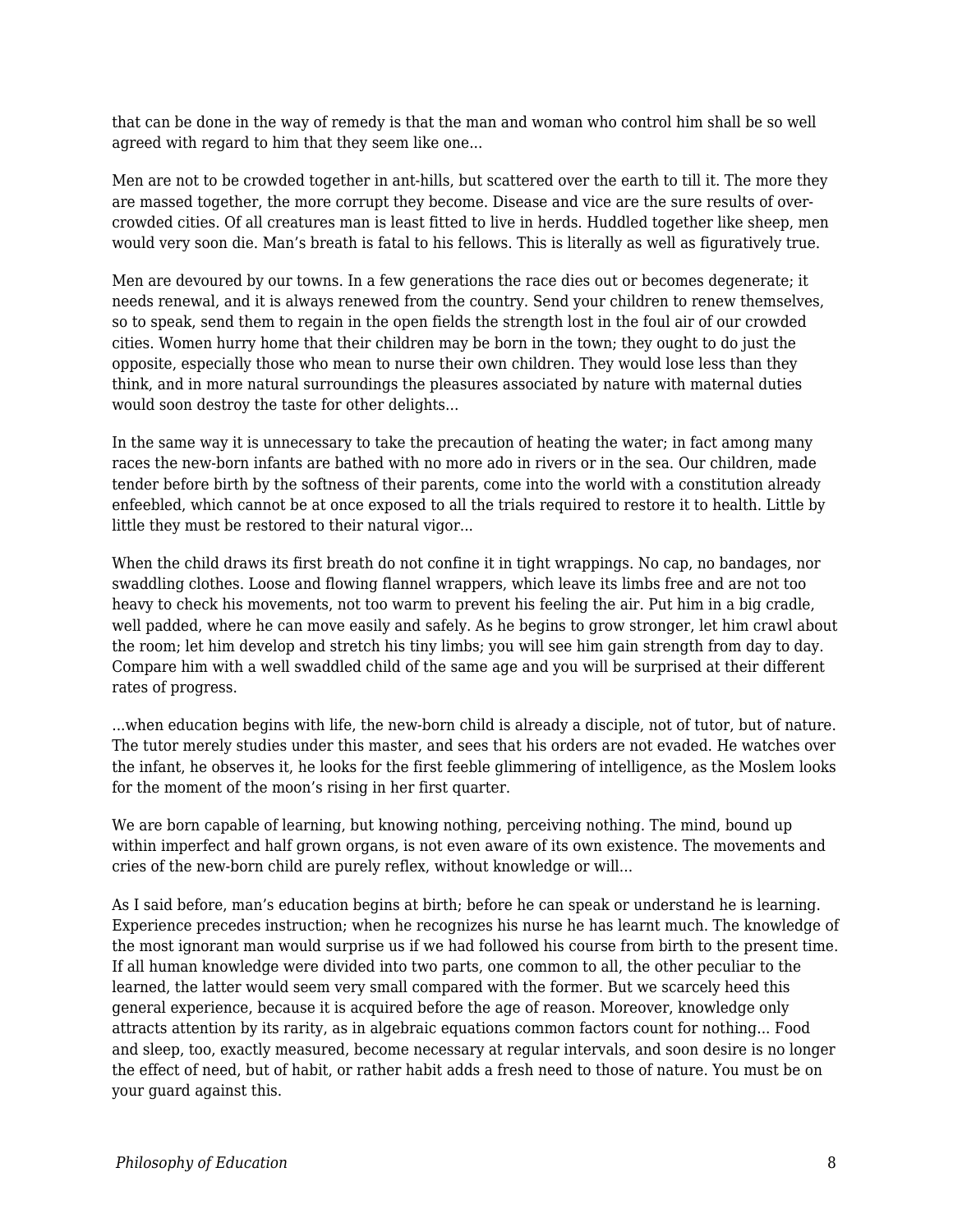that can be done in the way of remedy is that the man and woman who control him shall be so well agreed with regard to him that they seem like one...

Men are not to be crowded together in ant-hills, but scattered over the earth to till it. The more they are massed together, the more corrupt they become. Disease and vice are the sure results of over-crowded cities. Of all creatures man is least fitted to live in herds. Huddled together like sheep, men would very soon die. Man's breath is fatal to his fellows. This is literally as well as figuratively true.

Men are devoured by our towns. In a few generations the race dies out or becomes degenerate; it needs renewal, and it is always renewed from the country. Send your children to renew themselves, so to speak, send them to regain in the open fields the strength lost in the foul air of our crowded cities. Women hurry home that their children may be born in the town; they ought to do just the opposite, especially those who mean to nurse their own children. They would lose less than they think, and in more natural surroundings the pleasures associated by nature with maternal duties would soon destroy the taste for other delights...

In the same way it is unnecessary to take the precaution of heating the water; in fact among many races the new-born infants are bathed with no more ado in rivers or in the sea. Our children, made tender before birth by the softness of their parents, come into the world with a constitution already enfeebled, which cannot be at once exposed to all the trials required to restore it to health. Little by little they must be restored to their natural vigor...

When the child draws its first breath do not confine it in tight wrappings. No cap, no bandages, nor swaddling clothes. Loose and flowing flannel wrappers, which leave its limbs free and are not too heavy to check his movements, not too warm to prevent his feeling the air. Put him in a big cradle, well padded, where he can move easily and safely. As he begins to grow stronger, let him crawl about the room; let him develop and stretch his tiny limbs; you will see him gain strength from day to day. Compare him with a well swaddled child of the same age and you will be surprised at their different rates of progress.

...when education begins with life, the new-born child is already a disciple, not of tutor, but of nature. The tutor merely studies under this master, and sees that his orders are not evaded. He watches over the infant, he observes it, he looks for the first feeble glimmering of intelligence, as the Moslem looks for the moment of the moon's rising in her first quarter.

We are born capable of learning, but knowing nothing, perceiving nothing. The mind, bound up within imperfect and half grown organs, is not even aware of its own existence. The movements and cries of the new-born child are purely reflex, without knowledge or will...

As I said before, man's education begins at birth; before he can speak or understand he is learning. Experience precedes instruction; when he recognizes his nurse he has learnt much. The knowledge of the most ignorant man would surprise us if we had followed his course from birth to the present time. If all human knowledge were divided into two parts, one common to all, the other peculiar to the learned, the latter would seem very small compared with the former. But we scarcely heed this general experience, because it is acquired before the age of reason. Moreover, knowledge only attracts attention by its rarity, as in algebraic equations common factors count for nothing... Food and sleep, too, exactly measured, become necessary at regular intervals, and soon desire is no longer the effect of need, but of habit, or rather habit adds a fresh need to those of nature. You must be on your guard against this.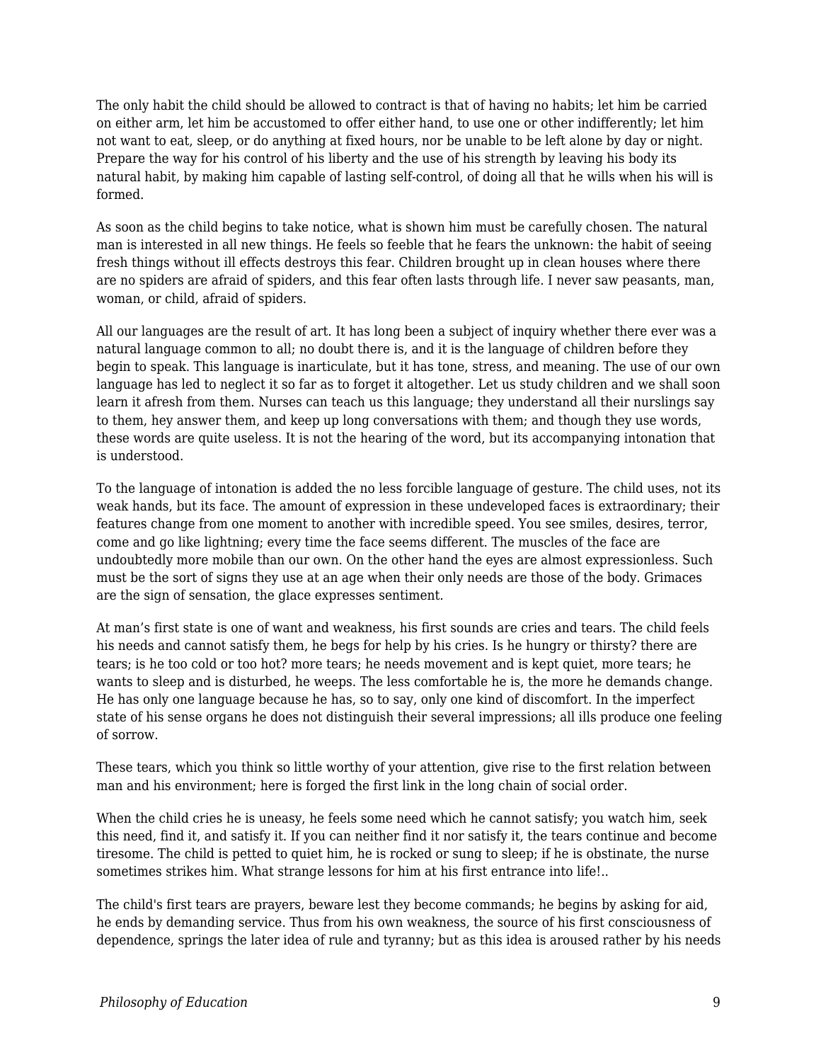The only habit the child should be allowed to contract is that of having no habits; let him be carried on either arm, let him be accustomed to offer either hand, to use one or other indifferently; let him not want to eat, sleep, or do anything at fixed hours, nor be unable to be left alone by day or night. Prepare the way for his control of his liberty and the use of his strength by leaving his body its natural habit, by making him capable of lasting self-control, of doing all that he wills when his will is formed.

As soon as the child begins to take notice, what is shown him must be carefully chosen. The natural man is interested in all new things. He feels so feeble that he fears the unknown: the habit of seeing fresh things without ill effects destroys this fear. Children brought up in clean houses where there are no spiders are afraid of spiders, and this fear often lasts through life. I never saw peasants, man, woman, or child, afraid of spiders.

All our languages are the result of art. It has long been a subject of inquiry whether there ever was a natural language common to all; no doubt there is, and it is the language of children before they begin to speak. This language is inarticulate, but it has tone, stress, and meaning. The use of our own language has led to neglect it so far as to forget it altogether. Let us study children and we shall soon learn it afresh from them. Nurses can teach us this language; they understand all their nurslings say to them, hey answer them, and keep up long conversations with them; and though they use words, these words are quite useless. It is not the hearing of the word, but its accompanying intonation that is understood.

To the language of intonation is added the no less forcible language of gesture. The child uses, not its weak hands, but its face. The amount of expression in these undeveloped faces is extraordinary; their features change from one moment to another with incredible speed. You see smiles, desires, terror, come and go like lightning; every time the face seems different. The muscles of the face are undoubtedly more mobile than our own. On the other hand the eyes are almost expressionless. Such must be the sort of signs they use at an age when their only needs are those of the body. Grimaces are the sign of sensation, the glace expresses sentiment.

At man’s first state is one of want and weakness, his first sounds are cries and tears. The child feels his needs and cannot satisfy them, he begs for help by his cries. Is he hungry or thirsty? there are tears; is he too cold or too hot? more tears; he needs movement and is kept quiet, more tears; he wants to sleep and is disturbed, he weeps. The less comfortable he is, the more he demands change. He has only one language because he has, so to say, only one kind of discomfort. In the imperfect state of his sense organs he does not distinguish their several impressions; all ills produce one feeling of sorrow.

These tears, which you think so little worthy of your attention, give rise to the first relation between man and his environment; here is forged the first link in the long chain of social order.

When the child cries he is uneasy, he feels some need which he cannot satisfy; you watch him, seek this need, find it, and satisfy it. If you can neither find it nor satisfy it, the tears continue and become tiresome. The child is petted to quiet him, he is rocked or sung to sleep; if he is obstinate, the nurse sometimes strikes him. What strange lessons for him at his first entrance into life!..

The child's first tears are prayers, beware lest they become commands; he begins by asking for aid, he ends by demanding service. Thus from his own weakness, the source of his first consciousness of dependence, springs the later idea of rule and tyranny; but as this idea is aroused rather by his needs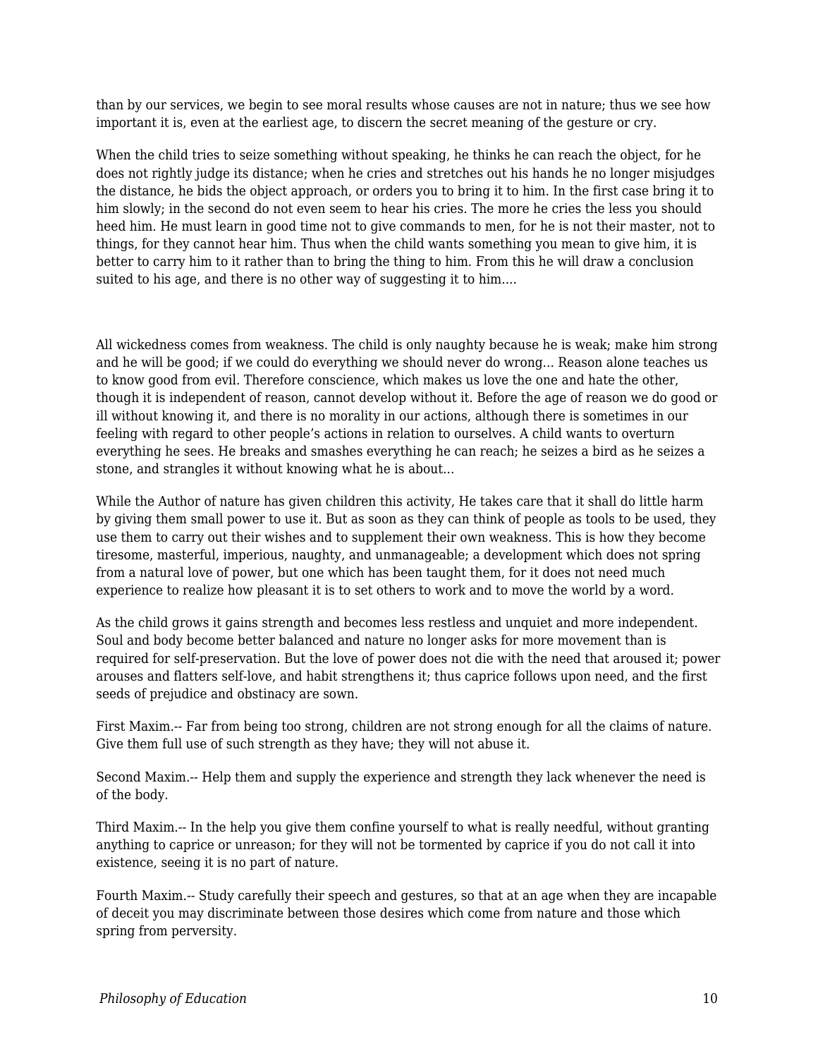than by our services, we begin to see moral results whose causes are not in nature; thus we see how important it is, even at the earliest age, to discern the secret meaning of the gesture or cry.

When the child tries to seize something without speaking, he thinks he can reach the object, for he does not rightly judge its distance; when he cries and stretches out his hands he no longer misjudges the distance, he bids the object approach, or orders you to bring it to him. In the first case bring it to him slowly; in the second do not even seem to hear his cries. The more he cries the less you should heed him. He must learn in good time not to give commands to men, for he is not their master, not to things, for they cannot hear him. Thus when the child wants something you mean to give him, it is better to carry him to it rather than to bring the thing to him. From this he will draw a conclusion suited to his age, and there is no other way of suggesting it to him....

All wickedness comes from weakness. The child is only naughty because he is weak; make him strong and he will be good; if we could do everything we should never do wrong... Reason alone teaches us to know good from evil. Therefore conscience, which makes us love the one and hate the other, though it is independent of reason, cannot develop without it. Before the age of reason we do good or ill without knowing it, and there is no morality in our actions, although there is sometimes in our feeling with regard to other people's actions in relation to ourselves. A child wants to overturn everything he sees. He breaks and smashes everything he can reach; he seizes a bird as he seizes a stone, and strangles it without knowing what he is about...

While the Author of nature has given children this activity, He takes care that it shall do little harm by giving them small power to use it. But as soon as they can think of people as tools to be used, they use them to carry out their wishes and to supplement their own weakness. This is how they become tiresome, masterful, imperious, naughty, and unmanageable; a development which does not spring from a natural love of power, but one which has been taught them, for it does not need much experience to realize how pleasant it is to set others to work and to move the world by a word.

As the child grows it gains strength and becomes less restless and unquiet and more independent. Soul and body become better balanced and nature no longer asks for more movement than is required for self-preservation. But the love of power does not die with the need that aroused it; power arouses and flatters self-love, and habit strengthens it; thus caprice follows upon need, and the first seeds of prejudice and obstinacy are sown.

First Maxim.-- Far from being too strong, children are not strong enough for all the claims of nature. Give them full use of such strength as they have; they will not abuse it.

Second Maxim.-- Help them and supply the experience and strength they lack whenever the need is of the body.

Third Maxim.-- In the help you give them confine yourself to what is really needful, without granting anything to caprice or unreason; for they will not be tormented by caprice if you do not call it into existence, seeing it is no part of nature.

Fourth Maxim.-- Study carefully their speech and gestures, so that at an age when they are incapable of deceit you may discriminate between those desires which come from nature and those which spring from perversity.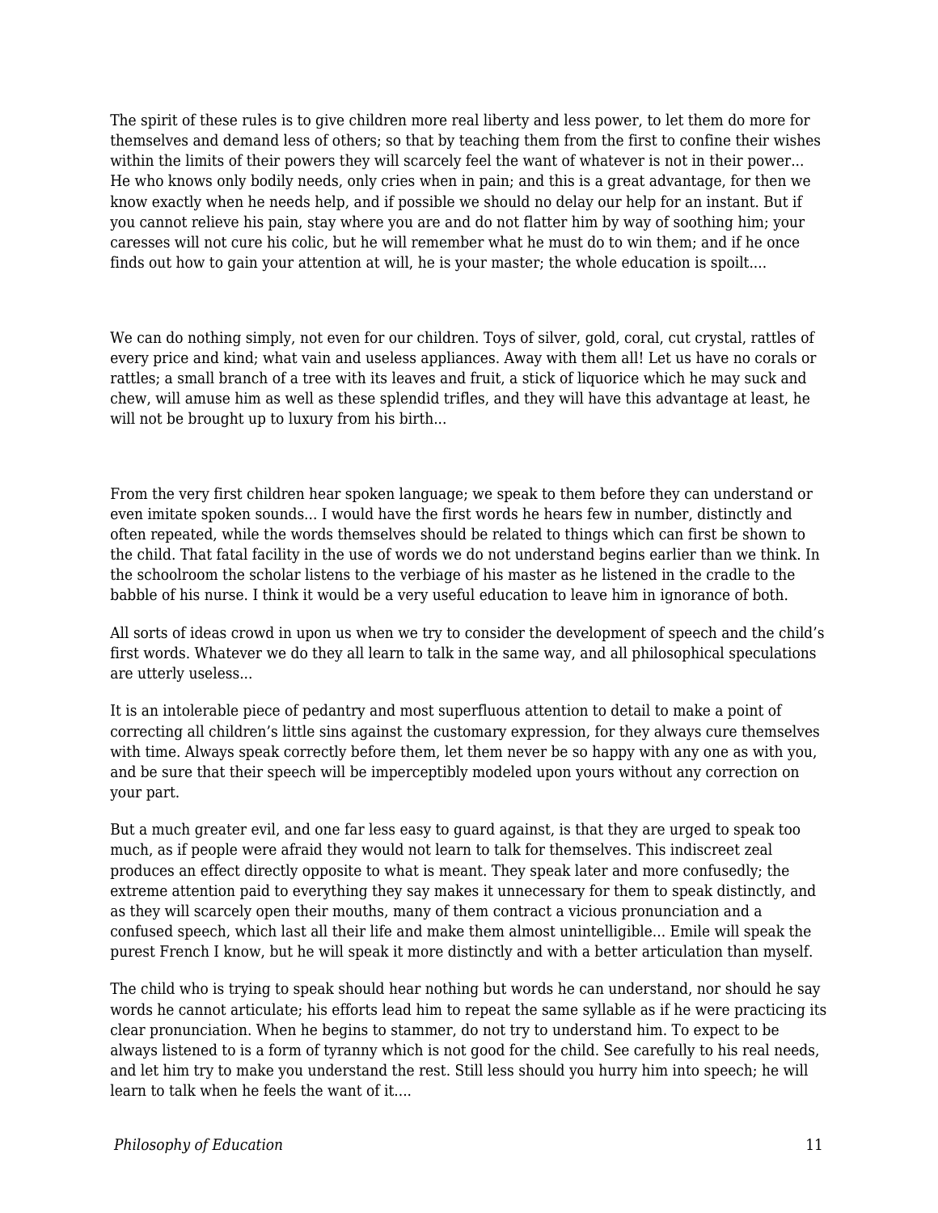The spirit of these rules is to give children more real liberty and less power, to let them do more for themselves and demand less of others; so that by teaching them from the first to confine their wishes within the limits of their powers they will scarcely feel the want of whatever is not in their power... He who knows only bodily needs, only cries when in pain; and this is a great advantage, for then we know exactly when he needs help, and if possible we should no delay our help for an instant. But if you cannot relieve his pain, stay where you are and do not flatter him by way of soothing him; your caresses will not cure his colic, but he will remember what he must do to win them; and if he once finds out how to gain your attention at will, he is your master; the whole education is spoilt....

We can do nothing simply, not even for our children. Toys of silver, gold, coral, cut crystal, rattles of every price and kind; what vain and useless appliances. Away with them all! Let us have no corals or rattles; a small branch of a tree with its leaves and fruit, a stick of liquorice which he may suck and chew, will amuse him as well as these splendid trifles, and they will have this advantage at least, he will not be brought up to luxury from his birth...

From the very first children hear spoken language; we speak to them before they can understand or even imitate spoken sounds... I would have the first words he hears few in number, distinctly and often repeated, while the words themselves should be related to things which can first be shown to the child. That fatal facility in the use of words we do not understand begins earlier than we think. In the schoolroom the scholar listens to the verbiage of his master as he listened in the cradle to the babble of his nurse. I think it would be a very useful education to leave him in ignorance of both.

All sorts of ideas crowd in upon us when we try to consider the development of speech and the child's first words. Whatever we do they all learn to talk in the same way, and all philosophical speculations are utterly useless...

It is an intolerable piece of pedantry and most superfluous attention to detail to make a point of correcting all children's little sins against the customary expression, for they always cure themselves with time. Always speak correctly before them, let them never be so happy with any one as with you, and be sure that their speech will be imperceptibly modeled upon yours without any correction on your part.

But a much greater evil, and one far less easy to guard against, is that they are urged to speak too much, as if people were afraid they would not learn to talk for themselves. This indiscreet zeal produces an effect directly opposite to what is meant. They speak later and more confusedly; the extreme attention paid to everything they say makes it unnecessary for them to speak distinctly, and as they will scarcely open their mouths, many of them contract a vicious pronunciation and a confused speech, which last all their life and make them almost unintelligible... Emile will speak the purest French I know, but he will speak it more distinctly and with a better articulation than myself.

The child who is trying to speak should hear nothing but words he can understand, nor should he say words he cannot articulate; his efforts lead him to repeat the same syllable as if he were practicing its clear pronunciation. When he begins to stammer, do not try to understand him. To expect to be always listened to is a form of tyranny which is not good for the child. See carefully to his real needs, and let him try to make you understand the rest. Still less should you hurry him into speech; he will learn to talk when he feels the want of it....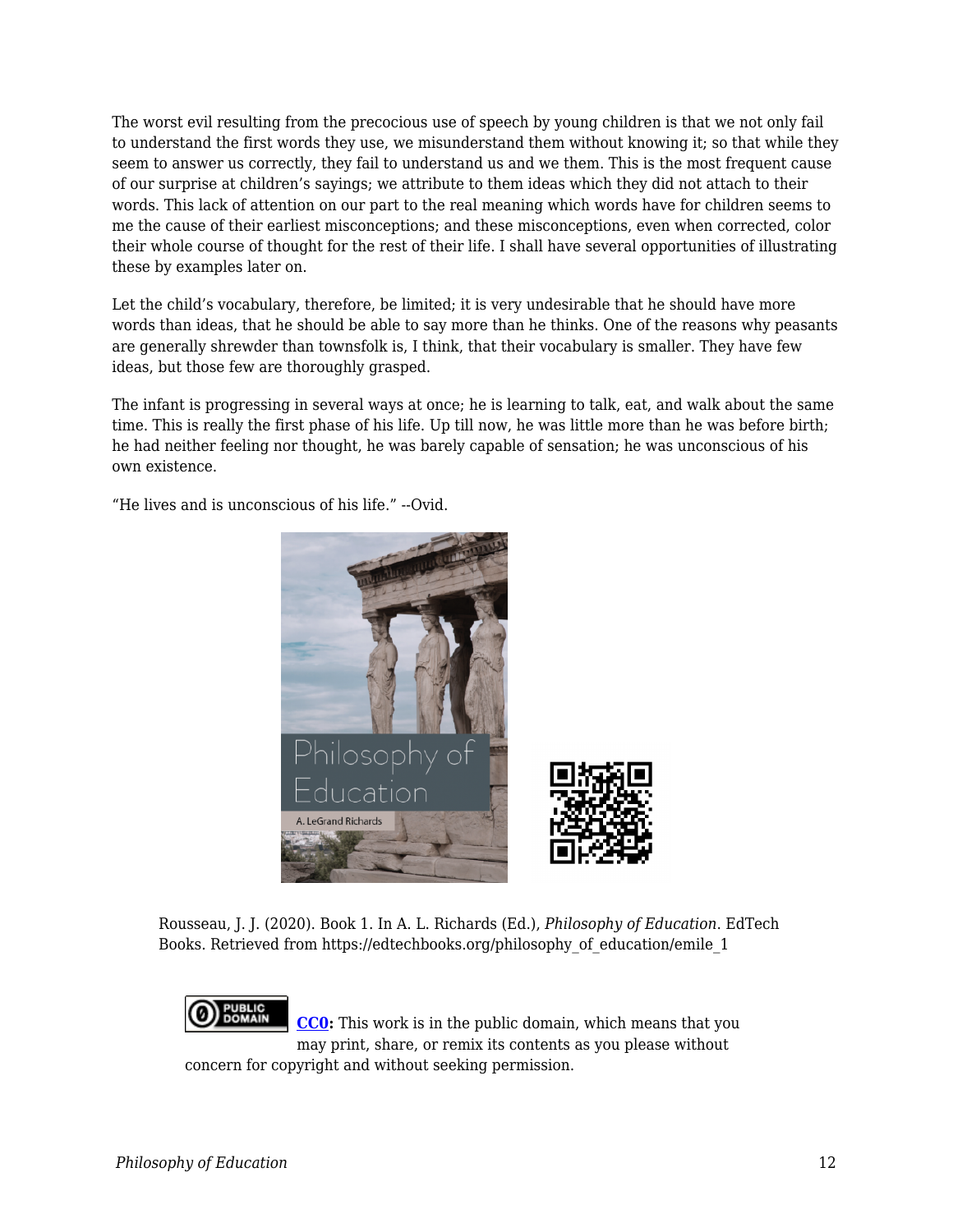The worst evil resulting from the precocious use of speech by young children is that we not only fail to understand the first words they use, we misunderstand them without knowing it; so that while they seem to answer us correctly, they fail to understand us and we them. This is the most frequent cause of our surprise at children's sayings; we attribute to them ideas which they did not attach to their words. This lack of attention on our part to the real meaning which words have for children seems to me the cause of their earliest misconceptions; and these misconceptions, even when corrected, color their whole course of thought for the rest of their life. I shall have several opportunities of illustrating these by examples later on.

Let the child's vocabulary, therefore, be limited; it is very undesirable that he should have more words than ideas, that he should be able to say more than he thinks. One of the reasons why peasants are generally shrewder than townsfolk is, I think, that their vocabulary is smaller. They have few ideas, but those few are thoroughly grasped.

The infant is progressing in several ways at once; he is learning to talk, eat, and walk about the same time. This is really the first phase of his life. Up till now, he was little more than he was before birth; he had neither feeling nor thought, he was barely capable of sensation; he was unconscious of his own existence.

"He lives and is unconscious of his life." --Ovid.

Rousseau, J. J. (2020). Book 1. In A. L. Richards (Ed.), *Philosophy of Education*. EdTech Books. Retrieved from https://edtechbooks.org/philosophy_of_education/emile_1

**CC0:** This work is in the public domain, which means that you may print, share, or remix its contents as you please without concern for copyright and without seeking permission.